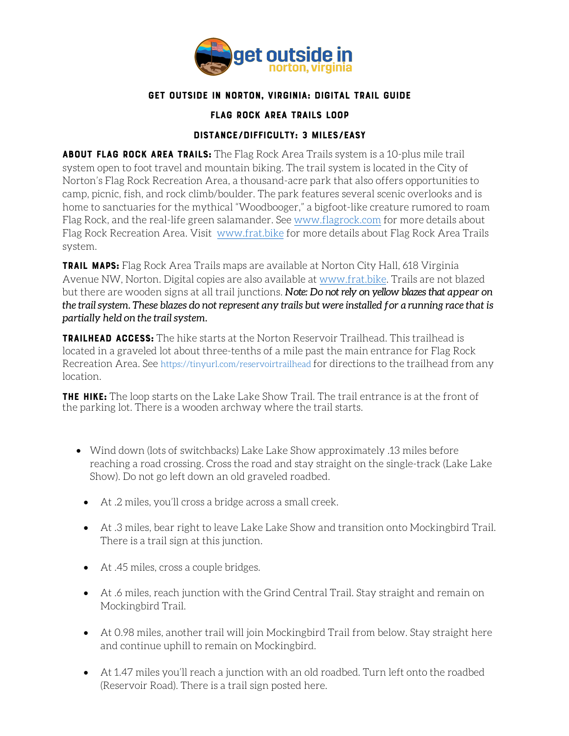# GET OUTSIDE IN NORTON, VIRGINIA: DIGITAL TRAIL GUIDE

## FLAG ROCK AREA TRAILS LOOP

### DISTANCE/DIFFICULTY: 3 MILES/EASY

**ABOUT FLAG ROCK AREA TRAILS:** The Flag Rock Area Trails system is a 10-plus mile trail system open to foot travel and mountain biking. The trail system is located in the City of Norton's Flag Rock Recreation Area, a thousand-acre park that also offers opportunities to camp, picnic, fish, and rock climb/boulder. The park features several scenic overlooks and is home to sanctuaries for the mythical "Woodbooger," a bigfoot-like creature rumored to roam Flag Rock, and the real-life green salamander. See www.flagrock.com for more details about Flag Rock Recreation Area. Visit www.frat.bike for more details about Flag Rock Area Trails system.

**TRAIL MAPS:** Flag Rock Area Trails maps are available at Norton City Hall, 618 Virginia Avenue NW, Norton. Digital copies are also available at www.frat.bike. Trails are not blazed but there are wooden signs at all trail junctions. ***Note: Do not rely on yellow blazes that appear on the trail system. These blazes do not represent any trails but were installed for a running race that is partially held on the trail system.***

**TRAILHEAD ACCESS:** The hike starts at the Norton Reservoir Trailhead. This trailhead is located in a graveled lot about three-tenths of a mile past the main entrance for Flag Rock Recreation Area. See https://tinyurl.com/reservoirtrailhead for directions to the trailhead from any location.

**THE HIKE:** The loop starts on the Lake Lake Show Trail. The trail entrance is at the front of the parking lot. There is a wooden archway where the trail starts.

- Wind down (lots of switchbacks) Lake Lake Show approximately .13 miles before reaching a road crossing. Cross the road and stay straight on the single-track (Lake Lake Show). Do not go left down an old graveled roadbed.
  - At .2 miles, you'll cross a bridge across a small creek.
  - At .3 miles, bear right to leave Lake Lake Show and transition onto Mockingbird Trail. There is a trail sign at this junction.
  - At .45 miles, cross a couple bridges.
  - At .6 miles, reach junction with the Grind Central Trail. Stay straight and remain on Mockingbird Trail.
  - At 0.98 miles, another trail will join Mockingbird Trail from below. Stay straight here and continue uphill to remain on Mockingbird.
  - At 1.47 miles you'll reach a junction with an old roadbed. Turn left onto the roadbed (Reservoir Road). There is a trail sign posted here.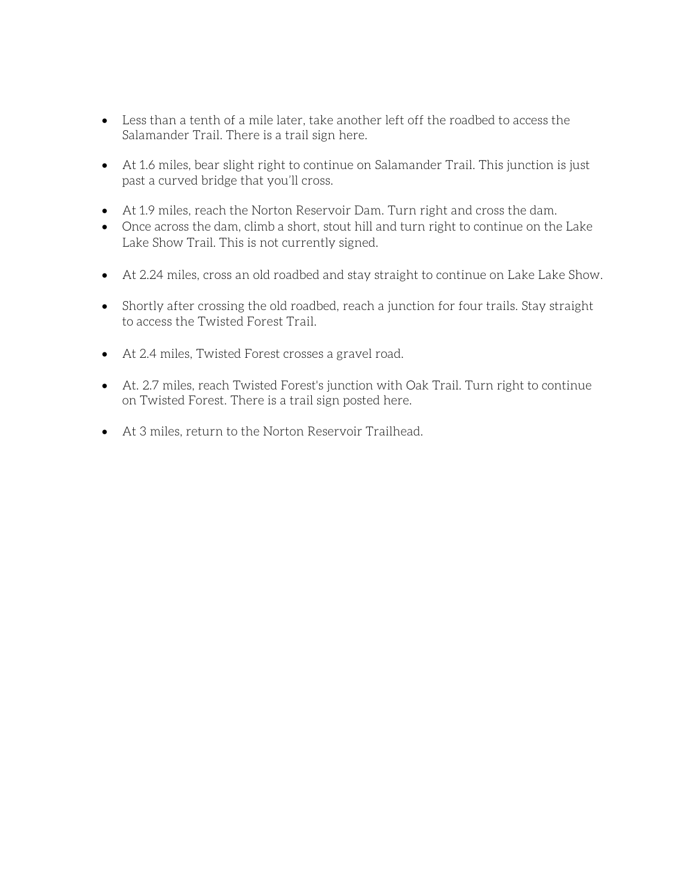- Less than a tenth of a mile later, take another left off the roadbed to access the Salamander Trail. There is a trail sign here.

- At 1.6 miles, bear slight right to continue on Salamander Trail. This junction is just past a curved bridge that you'll cross.

- At 1.9 miles, reach the Norton Reservoir Dam. Turn right and cross the dam.
- Once across the dam, climb a short, stout hill and turn right to continue on the Lake Lake Show Trail. This is not currently signed.

- At 2.24 miles, cross an old roadbed and stay straight to continue on Lake Lake Show.

- Shortly after crossing the old roadbed, reach a junction for four trails. Stay straight to access the Twisted Forest Trail.

- At 2.4 miles, Twisted Forest crosses a gravel road.

- At. 2.7 miles, reach Twisted Forest's junction with Oak Trail. Turn right to continue on Twisted Forest. There is a trail sign posted here.

- At 3 miles, return to the Norton Reservoir Trailhead.